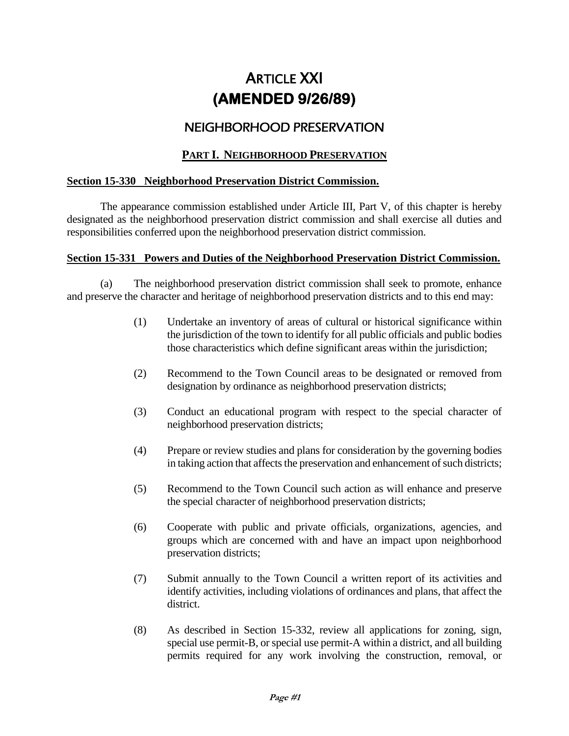# ARTICLE XXI
# (AMENDED 9/26/89)

## NEIGHBORHOOD PRESERVATION

### PART I. NEIGHBORHOOD PRESERVATION

**Section 15-330 Neighborhood Preservation District Commission.**

The appearance commission established under Article III, Part V, of this chapter is hereby designated as the neighborhood preservation district commission and shall exercise all duties and responsibilities conferred upon the neighborhood preservation district commission.

**Section 15-331 Powers and Duties of the Neighborhood Preservation District Commission.**

(a) The neighborhood preservation district commission shall seek to promote, enhance and preserve the character and heritage of neighborhood preservation districts and to this end may:

(1) Undertake an inventory of areas of cultural or historical significance within the jurisdiction of the town to identify for all public officials and public bodies those characteristics which define significant areas within the jurisdiction;

(2) Recommend to the Town Council areas to be designated or removed from designation by ordinance as neighborhood preservation districts;

(3) Conduct an educational program with respect to the special character of neighborhood preservation districts;

(4) Prepare or review studies and plans for consideration by the governing bodies in taking action that affects the preservation and enhancement of such districts;

(5) Recommend to the Town Council such action as will enhance and preserve the special character of neighborhood preservation districts;

(6) Cooperate with public and private officials, organizations, agencies, and groups which are concerned with and have an impact upon neighborhood preservation districts;

(7) Submit annually to the Town Council a written report of its activities and identify activities, including violations of ordinances and plans, that affect the district.

(8) As described in Section 15-332, review all applications for zoning, sign, special use permit-B, or special use permit-A within a district, and all building permits required for any work involving the construction, removal, or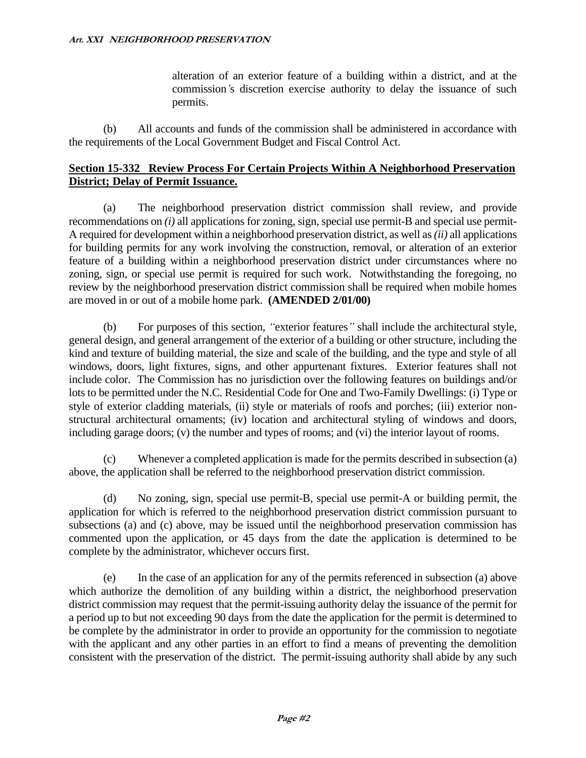alteration of an exterior feature of a building within a district, and at the commission's discretion exercise authority to delay the issuance of such permits.

(b) All accounts and funds of the commission shall be administered in accordance with the requirements of the Local Government Budget and Fiscal Control Act.

## Section 15-332 Review Process For Certain Projects Within A Neighborhood Preservation District; Delay of Permit Issuance.

(a) The neighborhood preservation district commission shall review, and provide recommendations on *(i)* all applications for zoning, sign, special use permit-B and special use permit-A required for development within a neighborhood preservation district, as well as *(ii)* all applications for building permits for any work involving the construction, removal, or alteration of an exterior feature of a building within a neighborhood preservation district under circumstances where no zoning, sign, or special use permit is required for such work. Notwithstanding the foregoing, no review by the neighborhood preservation district commission shall be required when mobile homes are moved in or out of a mobile home park. **(AMENDED 2/01/00)**

(b) For purposes of this section, "exterior features" shall include the architectural style, general design, and general arrangement of the exterior of a building or other structure, including the kind and texture of building material, the size and scale of the building, and the type and style of all windows, doors, light fixtures, signs, and other appurtenant fixtures. Exterior features shall not include color. The Commission has no jurisdiction over the following features on buildings and/or lots to be permitted under the N.C. Residential Code for One and Two-Family Dwellings: (i) Type or style of exterior cladding materials, (ii) style or materials of roofs and porches; (iii) exterior non-structural architectural ornaments; (iv) location and architectural styling of windows and doors, including garage doors; (v) the number and types of rooms; and (vi) the interior layout of rooms.

(c) Whenever a completed application is made for the permits described in subsection (a) above, the application shall be referred to the neighborhood preservation district commission.

(d) No zoning, sign, special use permit-B, special use permit-A or building permit, the application for which is referred to the neighborhood preservation district commission pursuant to subsections (a) and (c) above, may be issued until the neighborhood preservation commission has commented upon the application, or 45 days from the date the application is determined to be complete by the administrator, whichever occurs first.

(e) In the case of an application for any of the permits referenced in subsection (a) above which authorize the demolition of any building within a district, the neighborhood preservation district commission may request that the permit-issuing authority delay the issuance of the permit for a period up to but not exceeding 90 days from the date the application for the permit is determined to be complete by the administrator in order to provide an opportunity for the commission to negotiate with the applicant and any other parties in an effort to find a means of preventing the demolition consistent with the preservation of the district. The permit-issuing authority shall abide by any such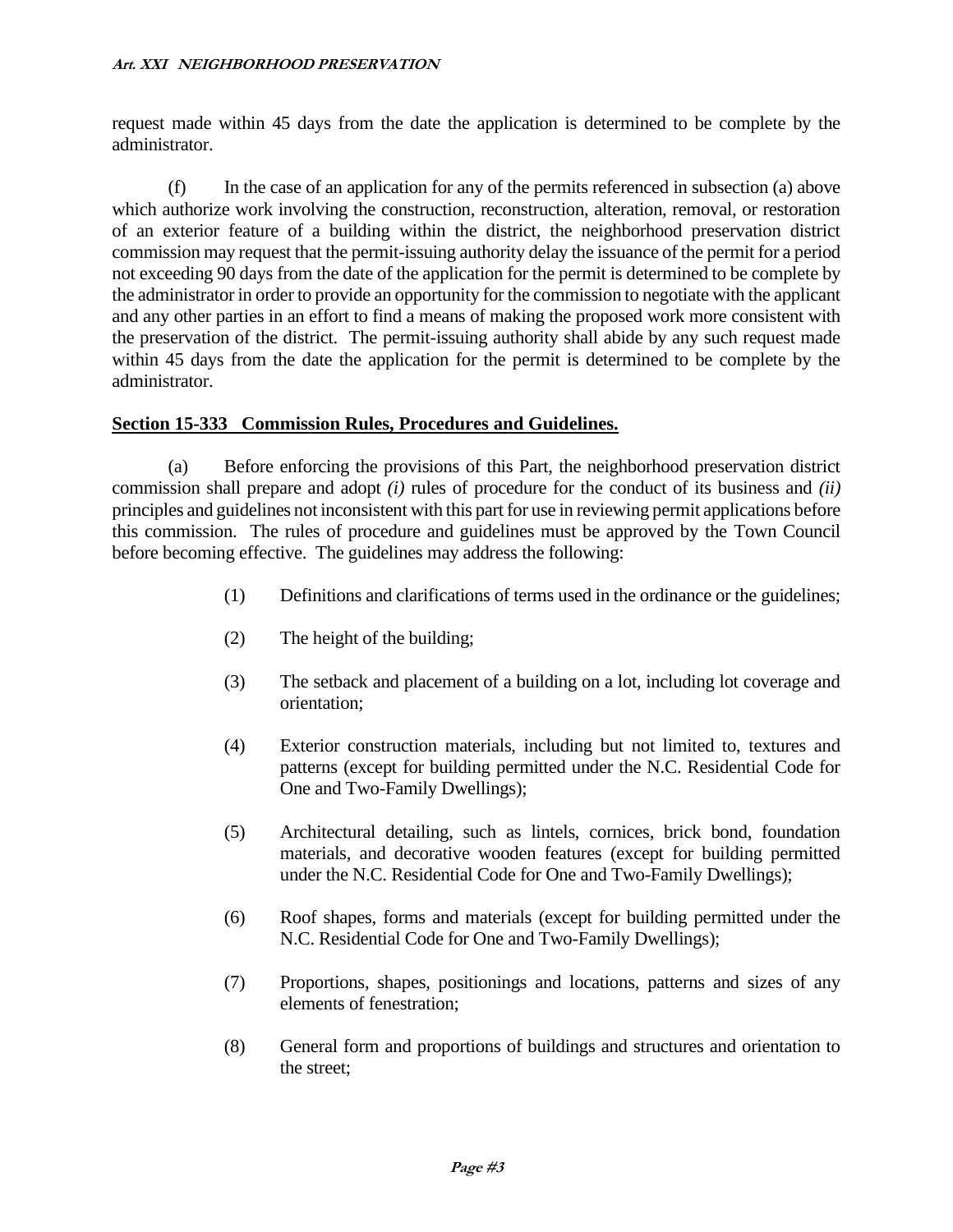request made within 45 days from the date the application is determined to be complete by the administrator.

(f) In the case of an application for any of the permits referenced in subsection (a) above which authorize work involving the construction, reconstruction, alteration, removal, or restoration of an exterior feature of a building within the district, the neighborhood preservation district commission may request that the permit-issuing authority delay the issuance of the permit for a period not exceeding 90 days from the date of the application for the permit is determined to be complete by the administrator in order to provide an opportunity for the commission to negotiate with the applicant and any other parties in an effort to find a means of making the proposed work more consistent with the preservation of the district. The permit-issuing authority shall abide by any such request made within 45 days from the date the application for the permit is determined to be complete by the administrator.

**Section 15-333 Commission Rules, Procedures and Guidelines.**

(a) Before enforcing the provisions of this Part, the neighborhood preservation district commission shall prepare and adopt *(i)* rules of procedure for the conduct of its business and *(ii)* principles and guidelines not inconsistent with this part for use in reviewing permit applications before this commission. The rules of procedure and guidelines must be approved by the Town Council before becoming effective. The guidelines may address the following:

(1) Definitions and clarifications of terms used in the ordinance or the guidelines;

(2) The height of the building;

(3) The setback and placement of a building on a lot, including lot coverage and orientation;

(4) Exterior construction materials, including but not limited to, textures and patterns (except for building permitted under the N.C. Residential Code for One and Two-Family Dwellings);

(5) Architectural detailing, such as lintels, cornices, brick bond, foundation materials, and decorative wooden features (except for building permitted under the N.C. Residential Code for One and Two-Family Dwellings);

(6) Roof shapes, forms and materials (except for building permitted under the N.C. Residential Code for One and Two-Family Dwellings);

(7) Proportions, shapes, positionings and locations, patterns and sizes of any elements of fenestration;

(8) General form and proportions of buildings and structures and orientation to the street;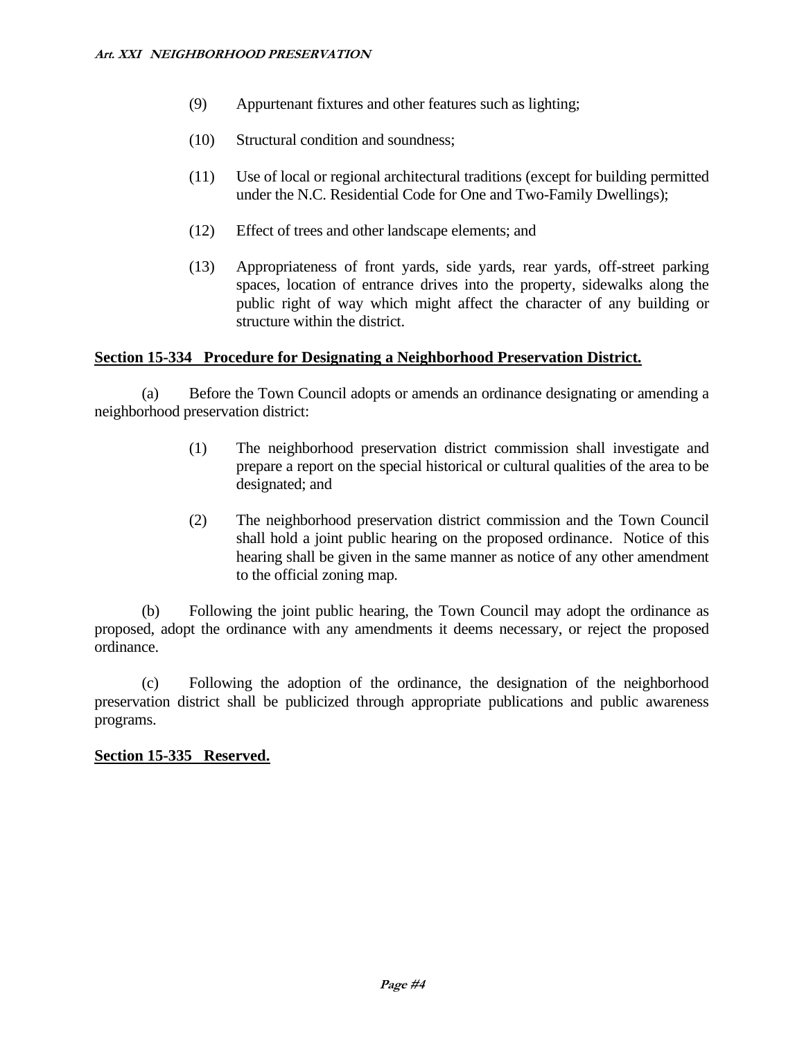(9) Appurtenant fixtures and other features such as lighting;

(10) Structural condition and soundness;

(11) Use of local or regional architectural traditions (except for building permitted under the N.C. Residential Code for One and Two-Family Dwellings);

(12) Effect of trees and other landscape elements; and

(13) Appropriateness of front yards, side yards, rear yards, off-street parking spaces, location of entrance drives into the property, sidewalks along the public right of way which might affect the character of any building or structure within the district.

**Section 15-334 Procedure for Designating a Neighborhood Preservation District.**

(a) Before the Town Council adopts or amends an ordinance designating or amending a neighborhood preservation district:

(1) The neighborhood preservation district commission shall investigate and prepare a report on the special historical or cultural qualities of the area to be designated; and

(2) The neighborhood preservation district commission and the Town Council shall hold a joint public hearing on the proposed ordinance. Notice of this hearing shall be given in the same manner as notice of any other amendment to the official zoning map.

(b) Following the joint public hearing, the Town Council may adopt the ordinance as proposed, adopt the ordinance with any amendments it deems necessary, or reject the proposed ordinance.

(c) Following the adoption of the ordinance, the designation of the neighborhood preservation district shall be publicized through appropriate publications and public awareness programs.

**Section 15-335 Reserved.**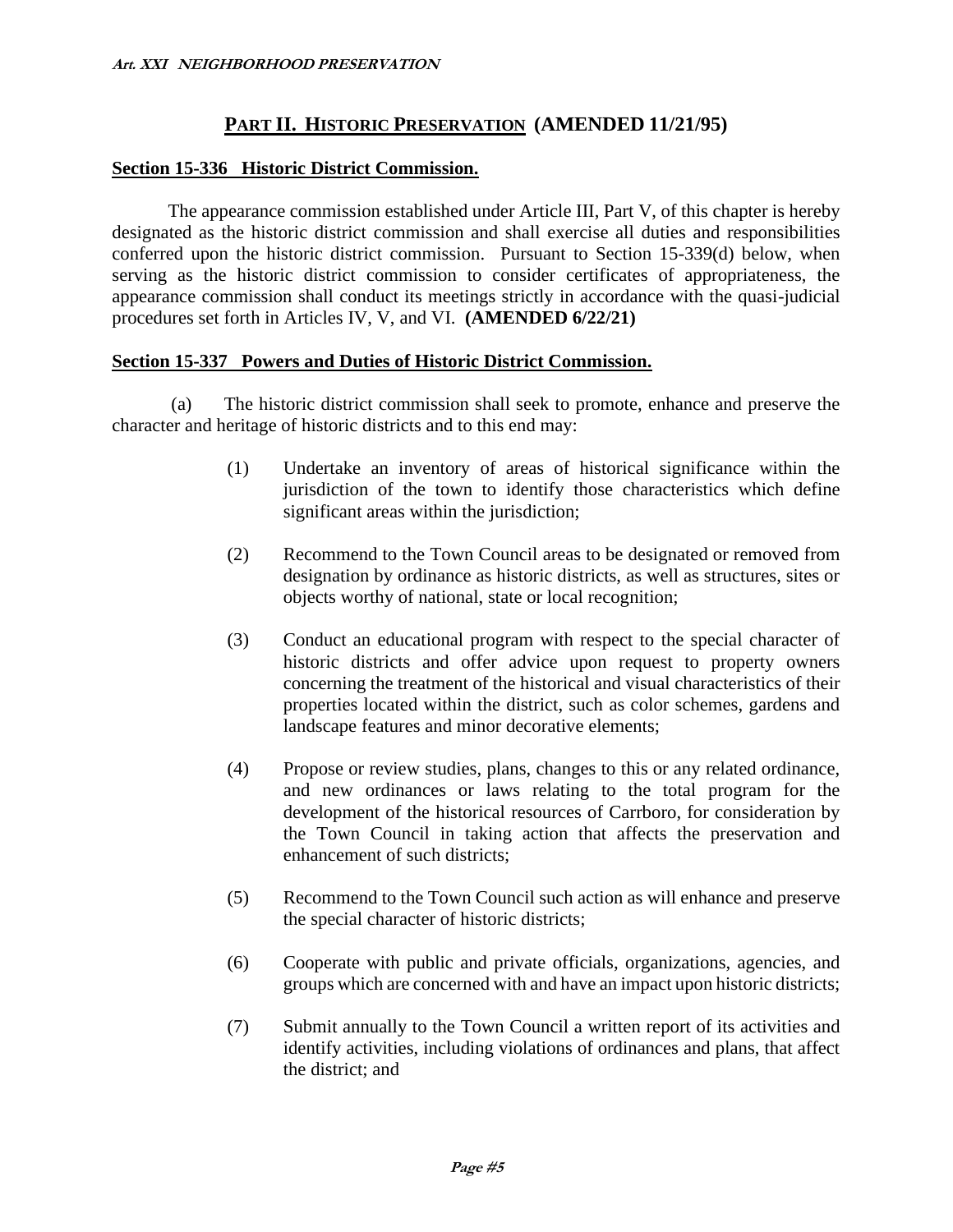## PART II. HISTORIC PRESERVATION (AMENDED 11/21/95)

### Section 15-336 Historic District Commission.

The appearance commission established under Article III, Part V, of this chapter is hereby designated as the historic district commission and shall exercise all duties and responsibilities conferred upon the historic district commission. Pursuant to Section 15-339(d) below, when serving as the historic district commission to consider certificates of appropriateness, the appearance commission shall conduct its meetings strictly in accordance with the quasi-judicial procedures set forth in Articles IV, V, and VI. **(AMENDED 6/22/21)**

### Section 15-337 Powers and Duties of Historic District Commission.

(a) The historic district commission shall seek to promote, enhance and preserve the character and heritage of historic districts and to this end may:

(1) Undertake an inventory of areas of historical significance within the jurisdiction of the town to identify those characteristics which define significant areas within the jurisdiction;

(2) Recommend to the Town Council areas to be designated or removed from designation by ordinance as historic districts, as well as structures, sites or objects worthy of national, state or local recognition;

(3) Conduct an educational program with respect to the special character of historic districts and offer advice upon request to property owners concerning the treatment of the historical and visual characteristics of their properties located within the district, such as color schemes, gardens and landscape features and minor decorative elements;

(4) Propose or review studies, plans, changes to this or any related ordinance, and new ordinances or laws relating to the total program for the development of the historical resources of Carrboro, for consideration by the Town Council in taking action that affects the preservation and enhancement of such districts;

(5) Recommend to the Town Council such action as will enhance and preserve the special character of historic districts;

(6) Cooperate with public and private officials, organizations, agencies, and groups which are concerned with and have an impact upon historic districts;

(7) Submit annually to the Town Council a written report of its activities and identify activities, including violations of ordinances and plans, that affect the district; and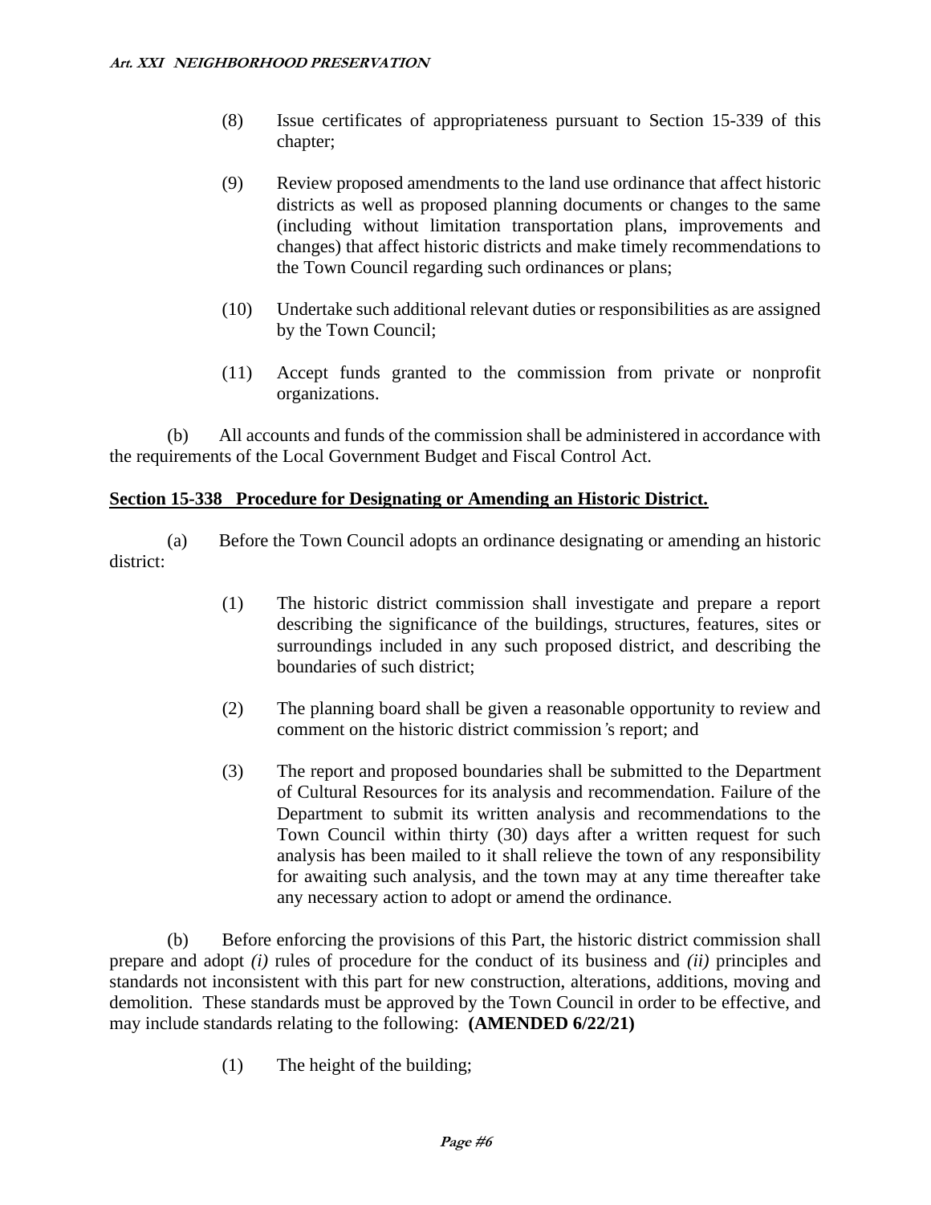(8) Issue certificates of appropriateness pursuant to Section 15-339 of this chapter;

(9) Review proposed amendments to the land use ordinance that affect historic districts as well as proposed planning documents or changes to the same (including without limitation transportation plans, improvements and changes) that affect historic districts and make timely recommendations to the Town Council regarding such ordinances or plans;

(10) Undertake such additional relevant duties or responsibilities as are assigned by the Town Council;

(11) Accept funds granted to the commission from private or nonprofit organizations.

(b) All accounts and funds of the commission shall be administered in accordance with the requirements of the Local Government Budget and Fiscal Control Act.

**Section 15-338 Procedure for Designating or Amending an Historic District.**

(a) Before the Town Council adopts an ordinance designating or amending an historic district:

(1) The historic district commission shall investigate and prepare a report describing the significance of the buildings, structures, features, sites or surroundings included in any such proposed district, and describing the boundaries of such district;

(2) The planning board shall be given a reasonable opportunity to review and comment on the historic district commission's report; and

(3) The report and proposed boundaries shall be submitted to the Department of Cultural Resources for its analysis and recommendation. Failure of the Department to submit its written analysis and recommendations to the Town Council within thirty (30) days after a written request for such analysis has been mailed to it shall relieve the town of any responsibility for awaiting such analysis, and the town may at any time thereafter take any necessary action to adopt or amend the ordinance.

(b) Before enforcing the provisions of this Part, the historic district commission shall prepare and adopt *(i)* rules of procedure for the conduct of its business and *(ii)* principles and standards not inconsistent with this part for new construction, alterations, additions, moving and demolition. These standards must be approved by the Town Council in order to be effective, and may include standards relating to the following: **(AMENDED 6/22/21)**

(1) The height of the building;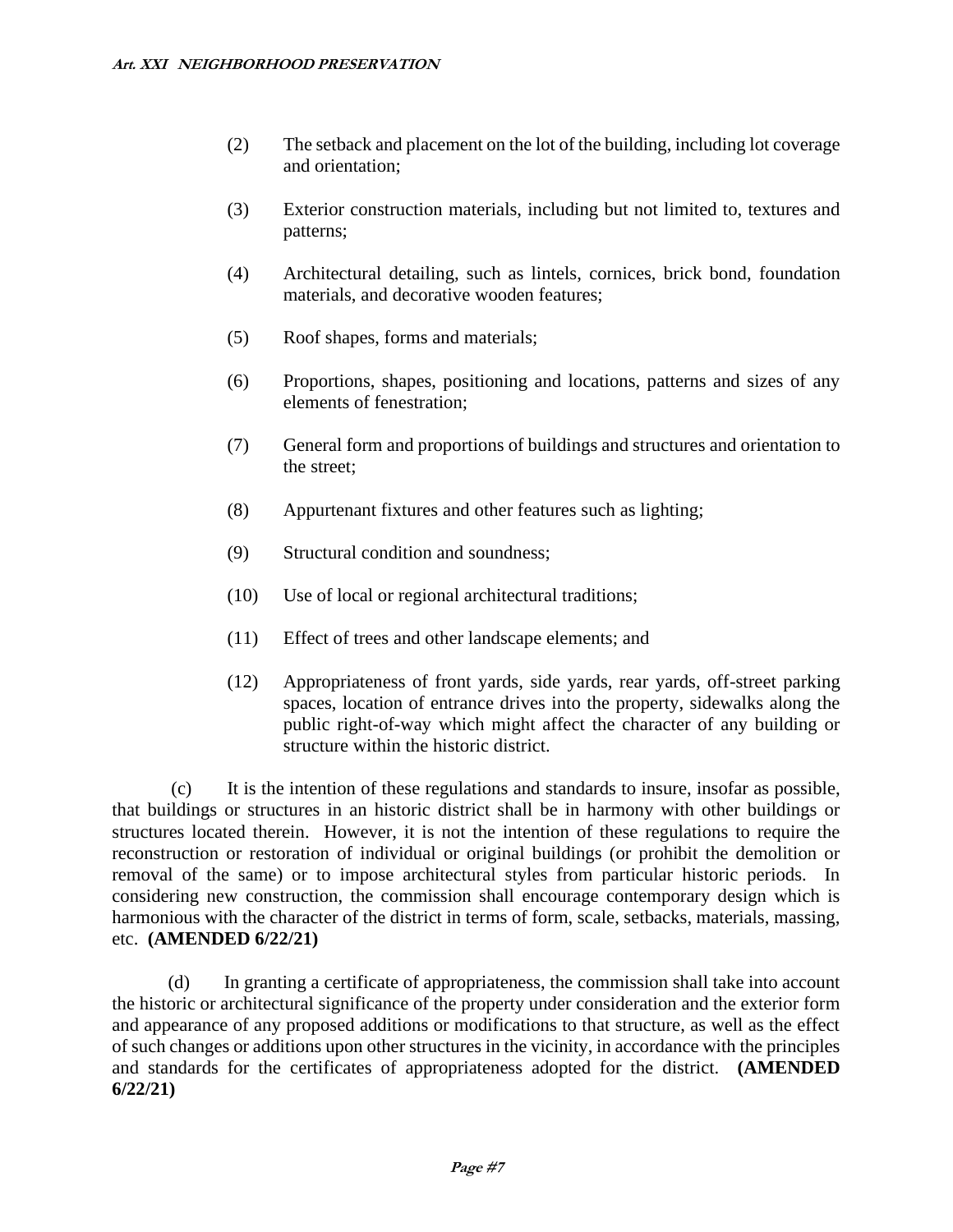(2) The setback and placement on the lot of the building, including lot coverage and orientation;

(3) Exterior construction materials, including but not limited to, textures and patterns;

(4) Architectural detailing, such as lintels, cornices, brick bond, foundation materials, and decorative wooden features;

(5) Roof shapes, forms and materials;

(6) Proportions, shapes, positioning and locations, patterns and sizes of any elements of fenestration;

(7) General form and proportions of buildings and structures and orientation to the street;

(8) Appurtenant fixtures and other features such as lighting;

(9) Structural condition and soundness;

(10) Use of local or regional architectural traditions;

(11) Effect of trees and other landscape elements; and

(12) Appropriateness of front yards, side yards, rear yards, off-street parking spaces, location of entrance drives into the property, sidewalks along the public right-of-way which might affect the character of any building or structure within the historic district.

(c) It is the intention of these regulations and standards to insure, insofar as possible, that buildings or structures in an historic district shall be in harmony with other buildings or structures located therein. However, it is not the intention of these regulations to require the reconstruction or restoration of individual or original buildings (or prohibit the demolition or removal of the same) or to impose architectural styles from particular historic periods. In considering new construction, the commission shall encourage contemporary design which is harmonious with the character of the district in terms of form, scale, setbacks, materials, massing, etc. **(AMENDED 6/22/21)**

(d) In granting a certificate of appropriateness, the commission shall take into account the historic or architectural significance of the property under consideration and the exterior form and appearance of any proposed additions or modifications to that structure, as well as the effect of such changes or additions upon other structures in the vicinity, in accordance with the principles and standards for the certificates of appropriateness adopted for the district. **(AMENDED 6/22/21)**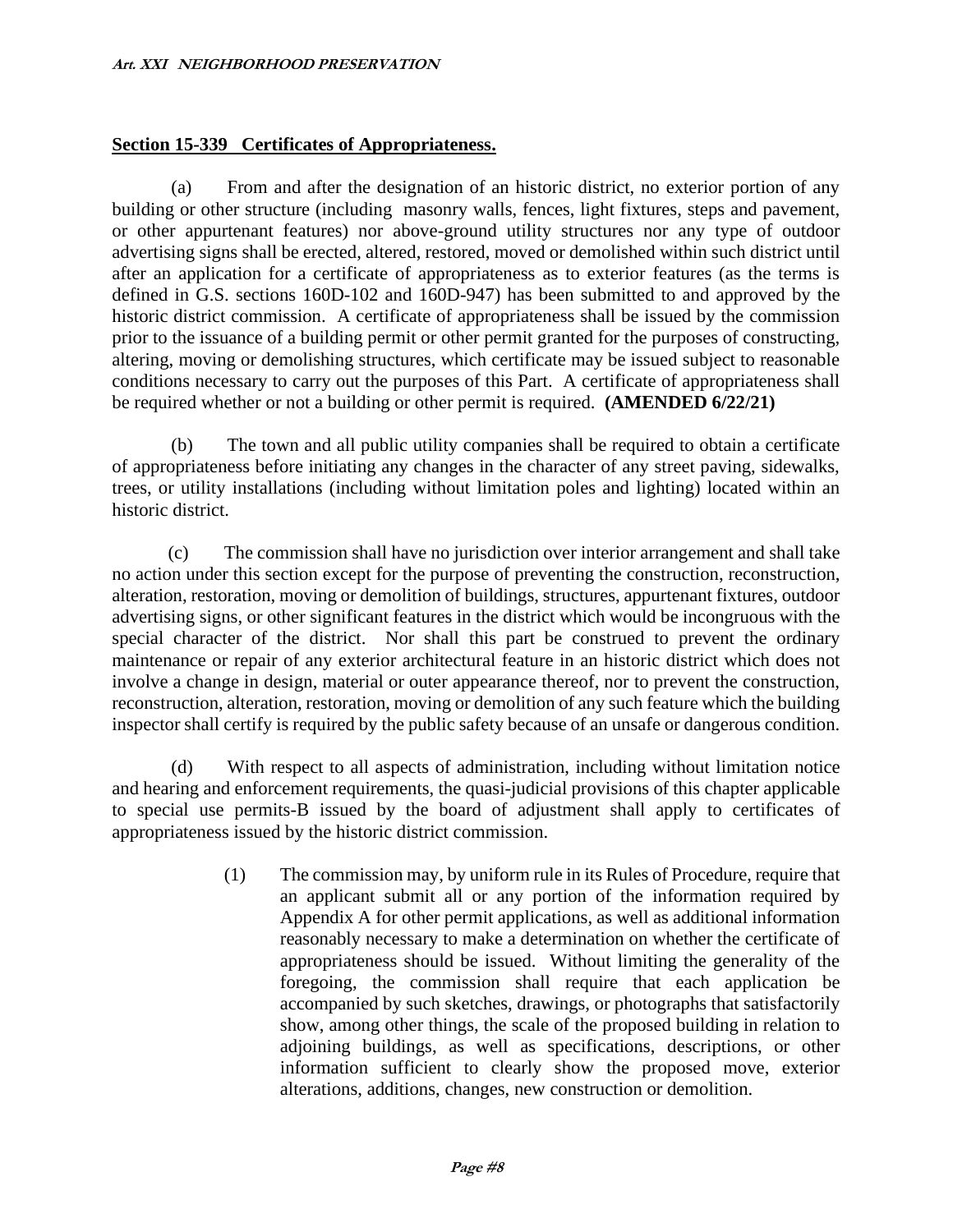## Section 15-339 Certificates of Appropriateness.

(a) From and after the designation of an historic district, no exterior portion of any building or other structure (including masonry walls, fences, light fixtures, steps and pavement, or other appurtenant features) nor above-ground utility structures nor any type of outdoor advertising signs shall be erected, altered, restored, moved or demolished within such district until after an application for a certificate of appropriateness as to exterior features (as the terms is defined in G.S. sections 160D-102 and 160D-947) has been submitted to and approved by the historic district commission. A certificate of appropriateness shall be issued by the commission prior to the issuance of a building permit or other permit granted for the purposes of constructing, altering, moving or demolishing structures, which certificate may be issued subject to reasonable conditions necessary to carry out the purposes of this Part. A certificate of appropriateness shall be required whether or not a building or other permit is required. **(AMENDED 6/22/21)**

(b) The town and all public utility companies shall be required to obtain a certificate of appropriateness before initiating any changes in the character of any street paving, sidewalks, trees, or utility installations (including without limitation poles and lighting) located within an historic district.

(c) The commission shall have no jurisdiction over interior arrangement and shall take no action under this section except for the purpose of preventing the construction, reconstruction, alteration, restoration, moving or demolition of buildings, structures, appurtenant fixtures, outdoor advertising signs, or other significant features in the district which would be incongruous with the special character of the district. Nor shall this part be construed to prevent the ordinary maintenance or repair of any exterior architectural feature in an historic district which does not involve a change in design, material or outer appearance thereof, nor to prevent the construction, reconstruction, alteration, restoration, moving or demolition of any such feature which the building inspector shall certify is required by the public safety because of an unsafe or dangerous condition.

(d) With respect to all aspects of administration, including without limitation notice and hearing and enforcement requirements, the quasi-judicial provisions of this chapter applicable to special use permits-B issued by the board of adjustment shall apply to certificates of appropriateness issued by the historic district commission.

> (1) The commission may, by uniform rule in its Rules of Procedure, require that an applicant submit all or any portion of the information required by Appendix A for other permit applications, as well as additional information reasonably necessary to make a determination on whether the certificate of appropriateness should be issued. Without limiting the generality of the foregoing, the commission shall require that each application be accompanied by such sketches, drawings, or photographs that satisfactorily show, among other things, the scale of the proposed building in relation to adjoining buildings, as well as specifications, descriptions, or other information sufficient to clearly show the proposed move, exterior alterations, additions, changes, new construction or demolition.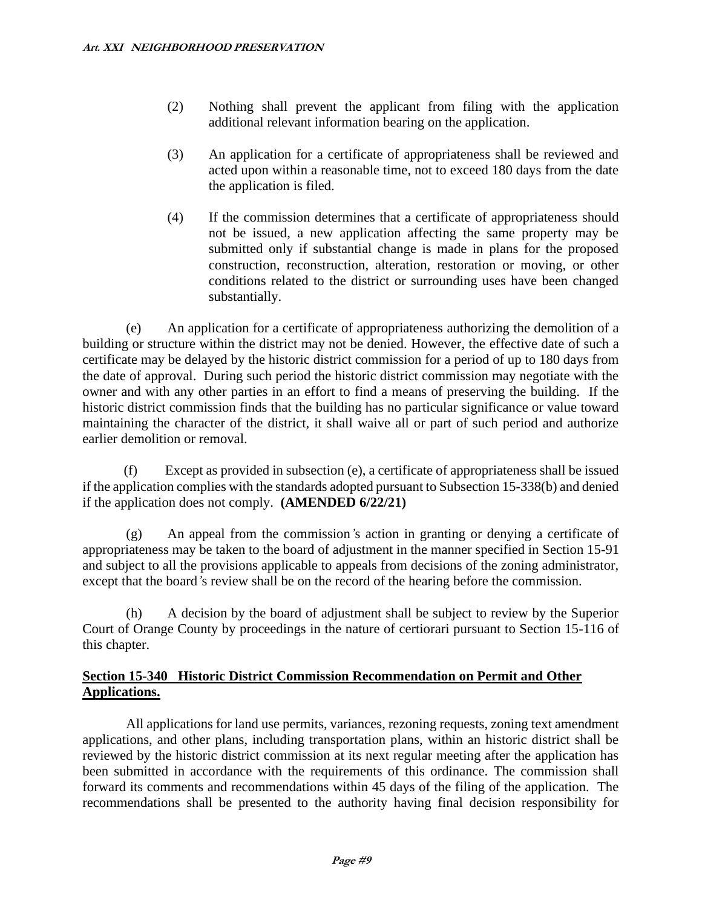(2) Nothing shall prevent the applicant from filing with the application additional relevant information bearing on the application.

(3) An application for a certificate of appropriateness shall be reviewed and acted upon within a reasonable time, not to exceed 180 days from the date the application is filed.

(4) If the commission determines that a certificate of appropriateness should not be issued, a new application affecting the same property may be submitted only if substantial change is made in plans for the proposed construction, reconstruction, alteration, restoration or moving, or other conditions related to the district or surrounding uses have been changed substantially.

(e) An application for a certificate of appropriateness authorizing the demolition of a building or structure within the district may not be denied. However, the effective date of such a certificate may be delayed by the historic district commission for a period of up to 180 days from the date of approval. During such period the historic district commission may negotiate with the owner and with any other parties in an effort to find a means of preserving the building. If the historic district commission finds that the building has no particular significance or value toward maintaining the character of the district, it shall waive all or part of such period and authorize earlier demolition or removal.

(f) Except as provided in subsection (e), a certificate of appropriateness shall be issued if the application complies with the standards adopted pursuant to Subsection 15-338(b) and denied if the application does not comply. **(AMENDED 6/22/21)**

(g) An appeal from the commission's action in granting or denying a certificate of appropriateness may be taken to the board of adjustment in the manner specified in Section 15-91 and subject to all the provisions applicable to appeals from decisions of the zoning administrator, except that the board's review shall be on the record of the hearing before the commission.

(h) A decision by the board of adjustment shall be subject to review by the Superior Court of Orange County by proceedings in the nature of certiorari pursuant to Section 15-116 of this chapter.

## Section 15-340 Historic District Commission Recommendation on Permit and Other Applications.

All applications for land use permits, variances, rezoning requests, zoning text amendment applications, and other plans, including transportation plans, within an historic district shall be reviewed by the historic district commission at its next regular meeting after the application has been submitted in accordance with the requirements of this ordinance. The commission shall forward its comments and recommendations within 45 days of the filing of the application. The recommendations shall be presented to the authority having final decision responsibility for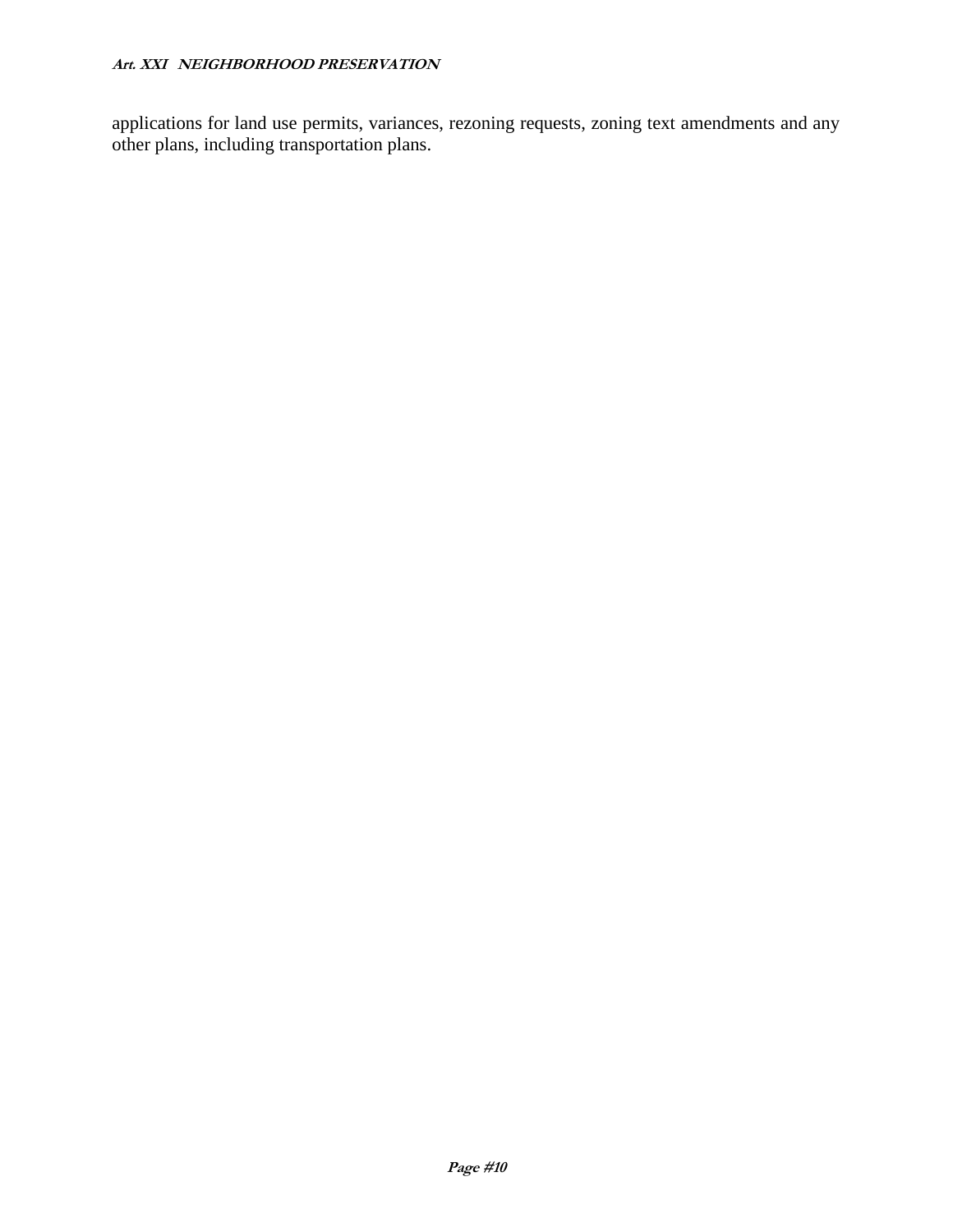applications for land use permits, variances, rezoning requests, zoning text amendments and any other plans, including transportation plans.